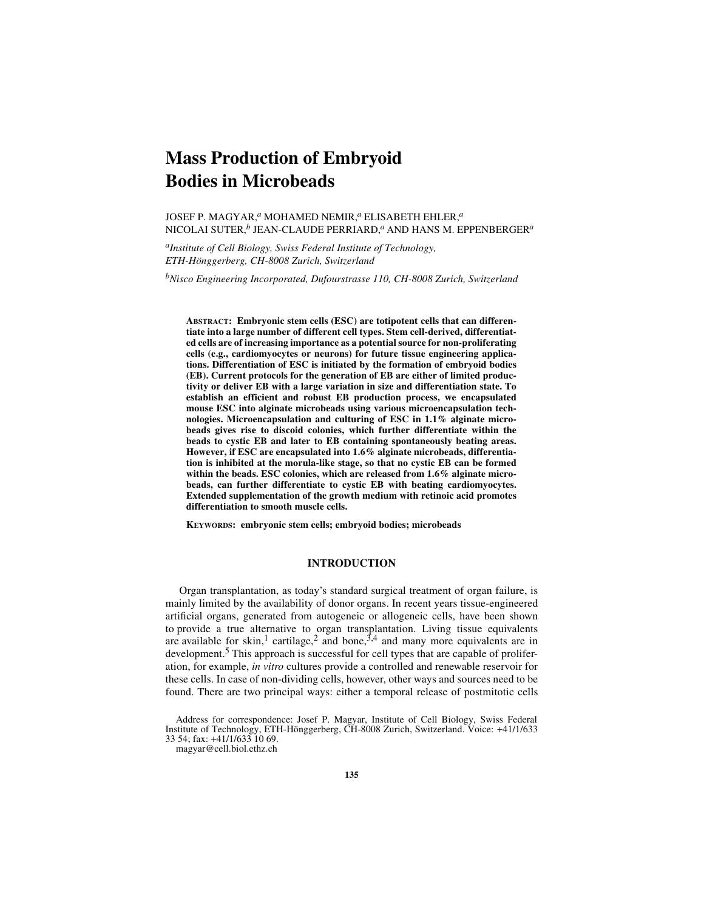# Mass Production of Embryoid Bodies in Microbeads

JOSEF P. MAGYAR,[a] MOHAMED NEMIR,[a] ELISABETH EHLER,[a] NICOLAI SUTER,[b] JEAN-CLAUDE PERRIARD,[a] AND HANS M. EPPENBERGER[a]

[a]*Institute of Cell Biology, Swiss Federal Institute of Technology, ETH-Hönggerberg, CH-8008 Zurich, Switzerland*

[b]*Nisco Engineering Incorporated, Dufourstrasse 110, CH-8008 Zurich, Switzerland*

**ABSTRACT: Embryonic stem cells (ESC) are totipotent cells that can differentiate into a large number of different cell types. Stem cell-derived, differentiated cells are of increasing importance as a potential source for non-proliferating cells (e.g., cardiomyocytes or neurons) for future tissue engineering applications. Differentiation of ESC is initiated by the formation of embryoid bodies (EB). Current protocols for the generation of EB are either of limited productivity or deliver EB with a large variation in size and differentiation state. To establish an efficient and robust EB production process, we encapsulated mouse ESC into alginate microbeads using various microencapsulation technologies. Microencapsulation and culturing of ESC in 1.1% alginate microbeads gives rise to discoid colonies, which further differentiate within the beads to cystic EB and later to EB containing spontaneously beating areas. However, if ESC are encapsulated into 1.6% alginate microbeads, differentiation is inhibited at the morula-like stage, so that no cystic EB can be formed within the beads. ESC colonies, which are released from 1.6% alginate microbeads, can further differentiate to cystic EB with beating cardiomyocytes. Extended supplementation of the growth medium with retinoic acid promotes differentiation to smooth muscle cells.**

**KEYWORDS: embryonic stem cells; embryoid bodies; microbeads**

## INTRODUCTION

Organ transplantation, as today's standard surgical treatment of organ failure, is mainly limited by the availability of donor organs. In recent years tissue-engineered artificial organs, generated from autogeneic or allogeneic cells, have been shown to provide a true alternative to organ transplantation. Living tissue equivalents are available for skin,[1] cartilage,[2] and bone,[3,4] and many more equivalents are in development.[5] This approach is successful for cell types that are capable of proliferation, for example, *in vitro* cultures provide a controlled and renewable reservoir for these cells. In case of non-dividing cells, however, other ways and sources need to be found. There are two principal ways: either a temporal release of postmitotic cells

Address for correspondence: Josef P. Magyar, Institute of Cell Biology, Swiss Federal Institute of Technology, ETH-Hönggerberg, CH-8008 Zurich, Switzerland. Voice: +41/1/633 33 54; fax: +41/1/633 10 69.
magyar@cell.biol.ethz.ch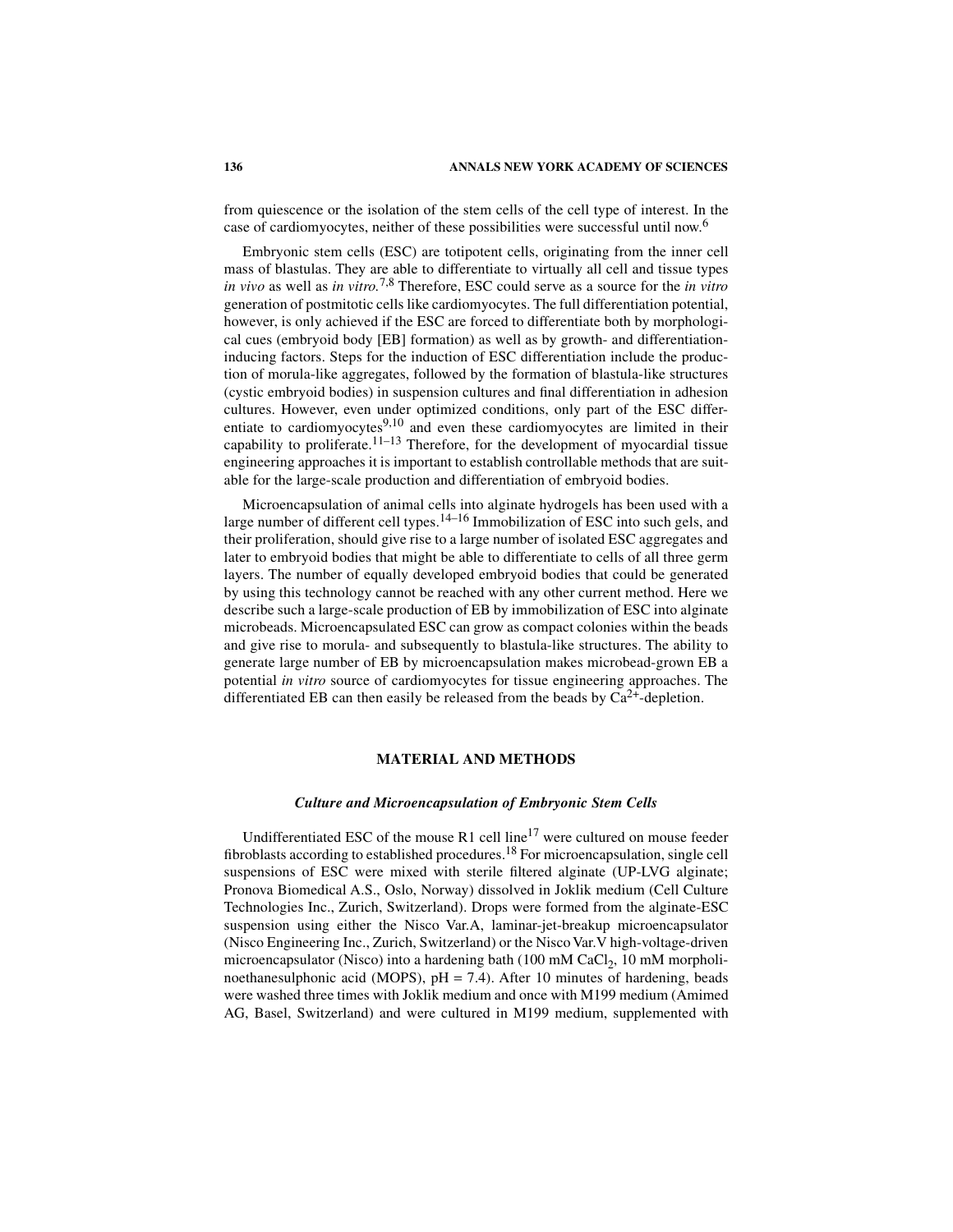from quiescence or the isolation of the stem cells of the cell type of interest. In the case of cardiomyocytes, neither of these possibilities were successful until now.[6]

Embryonic stem cells (ESC) are totipotent cells, originating from the inner cell mass of blastulas. They are able to differentiate to virtually all cell and tissue types *in vivo* as well as *in vitro.*[7,8] Therefore, ESC could serve as a source for the *in vitro* generation of postmitotic cells like cardiomyocytes. The full differentiation potential, however, is only achieved if the ESC are forced to differentiate both by morphological cues (embryoid body [EB] formation) as well as by growth- and differentiation-inducing factors. Steps for the induction of ESC differentiation include the production of morula-like aggregates, followed by the formation of blastula-like structures (cystic embryoid bodies) in suspension cultures and final differentiation in adhesion cultures. However, even under optimized conditions, only part of the ESC differentiate to cardiomyocytes[9,10] and even these cardiomyocytes are limited in their capability to proliferate.[11–13] Therefore, for the development of myocardial tissue engineering approaches it is important to establish controllable methods that are suitable for the large-scale production and differentiation of embryoid bodies.

Microencapsulation of animal cells into alginate hydrogels has been used with a large number of different cell types.[14–16] Immobilization of ESC into such gels, and their proliferation, should give rise to a large number of isolated ESC aggregates and later to embryoid bodies that might be able to differentiate to cells of all three germ layers. The number of equally developed embryoid bodies that could be generated by using this technology cannot be reached with any other current method. Here we describe such a large-scale production of EB by immobilization of ESC into alginate microbeads. Microencapsulated ESC can grow as compact colonies within the beads and give rise to morula- and subsequently to blastula-like structures. The ability to generate large number of EB by microencapsulation makes microbead-grown EB a potential *in vitro* source of cardiomyocytes for tissue engineering approaches. The differentiated EB can then easily be released from the beads by $Ca^{2+}$-depletion.

## MATERIAL AND METHODS

### *Culture and Microencapsulation of Embryonic Stem Cells*

Undifferentiated ESC of the mouse R1 cell line[17] were cultured on mouse feeder fibroblasts according to established procedures.[18] For microencapsulation, single cell suspensions of ESC were mixed with sterile filtered alginate (UP-LVG alginate; Pronova Biomedical A.S., Oslo, Norway) dissolved in Joklik medium (Cell Culture Technologies Inc., Zurich, Switzerland). Drops were formed from the alginate-ESC suspension using either the Nisco Var.A, laminar-jet-breakup microencapsulator (Nisco Engineering Inc., Zurich, Switzerland) or the Nisco Var.V high-voltage-driven microencapsulator (Nisco) into a hardening bath (100 mM $CaCl_2$, 10 mM morpholinoethanesulphonic acid (MOPS), pH = 7.4). After 10 minutes of hardening, beads were washed three times with Joklik medium and once with M199 medium (Amimed AG, Basel, Switzerland) and were cultured in M199 medium, supplemented with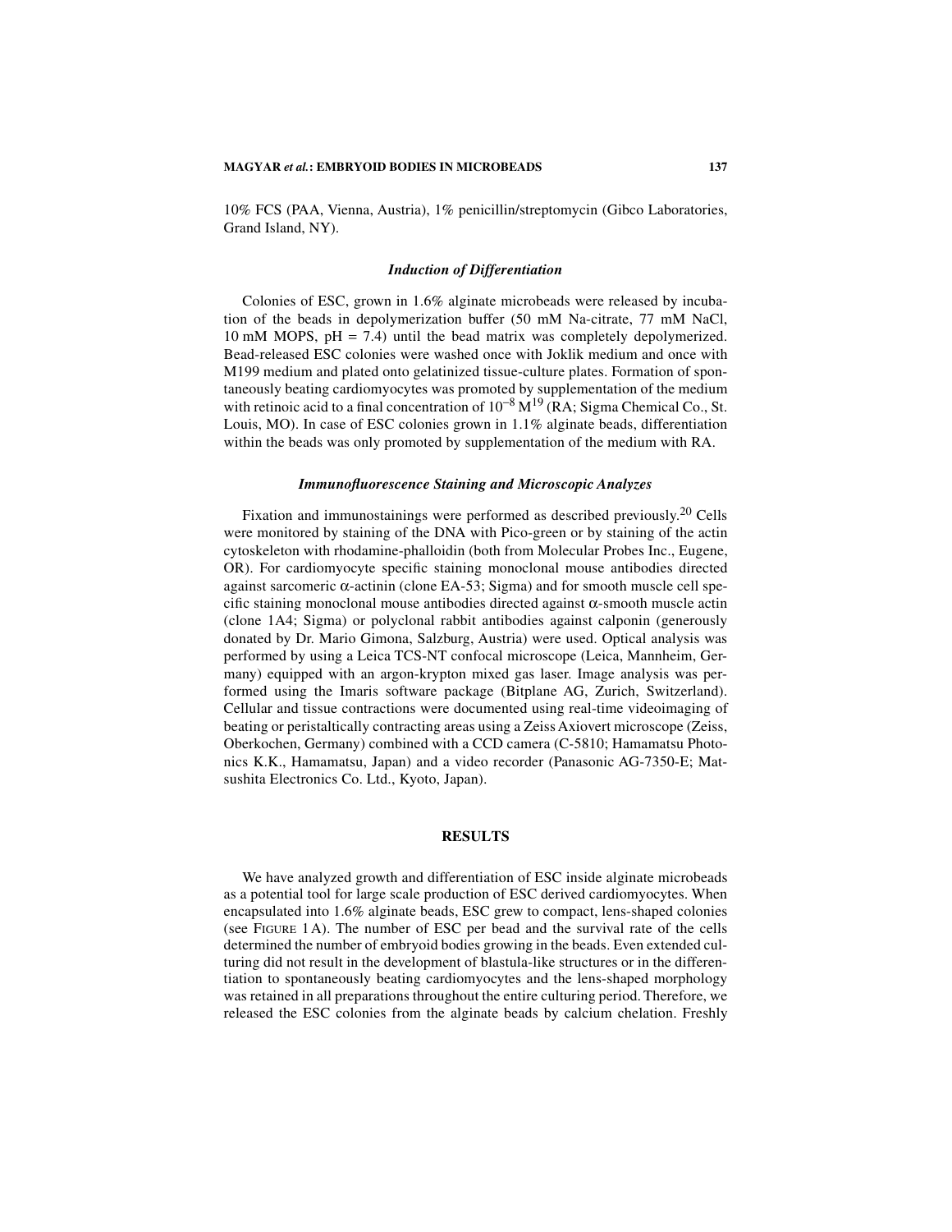10% FCS (PAA, Vienna, Austria), 1% penicillin/streptomycin (Gibco Laboratories, Grand Island, NY).

### *Induction of Differentiation*

Colonies of ESC, grown in 1.6% alginate microbeads were released by incubation of the beads in depolymerization buffer (50 mM Na-citrate, 77 mM NaCl, 10 mM MOPS, pH = 7.4) until the bead matrix was completely depolymerized. Bead-released ESC colonies were washed once with Joklik medium and once with M199 medium and plated onto gelatinized tissue-culture plates. Formation of spontaneously beating cardiomyocytes was promoted by supplementation of the medium with retinoic acid to a final concentration of $10^{-8}$ M[19] (RA; Sigma Chemical Co., St. Louis, MO). In case of ESC colonies grown in 1.1% alginate beads, differentiation within the beads was only promoted by supplementation of the medium with RA.

### *Immunofluorescence Staining and Microscopic Analyzes*

Fixation and immunostainings were performed as described previously.[20] Cells were monitored by staining of the DNA with Pico-green or by staining of the actin cytoskeleton with rhodamine-phalloidin (both from Molecular Probes Inc., Eugene, OR). For cardiomyocyte specific staining monoclonal mouse antibodies directed against sarcomeric α-actinin (clone EA-53; Sigma) and for smooth muscle cell specific staining monoclonal mouse antibodies directed against α-smooth muscle actin (clone 1A4; Sigma) or polyclonal rabbit antibodies against calponin (generously donated by Dr. Mario Gimona, Salzburg, Austria) were used. Optical analysis was performed by using a Leica TCS-NT confocal microscope (Leica, Mannheim, Germany) equipped with an argon-krypton mixed gas laser. Image analysis was performed using the Imaris software package (Bitplane AG, Zurich, Switzerland). Cellular and tissue contractions were documented using real-time videoimaging of beating or peristaltically contracting areas using a Zeiss Axiovert microscope (Zeiss, Oberkochen, Germany) combined with a CCD camera (C-5810; Hamamatsu Photonics K.K., Hamamatsu, Japan) and a video recorder (Panasonic AG-7350-E; Matsushita Electronics Co. Ltd., Kyoto, Japan).

## RESULTS

We have analyzed growth and differentiation of ESC inside alginate microbeads as a potential tool for large scale production of ESC derived cardiomyocytes. When encapsulated into 1.6% alginate beads, ESC grew to compact, lens-shaped colonies (see FIGURE 1A). The number of ESC per bead and the survival rate of the cells determined the number of embryoid bodies growing in the beads. Even extended culturing did not result in the development of blastula-like structures or in the differentiation to spontaneously beating cardiomyocytes and the lens-shaped morphology was retained in all preparations throughout the entire culturing period. Therefore, we released the ESC colonies from the alginate beads by calcium chelation. Freshly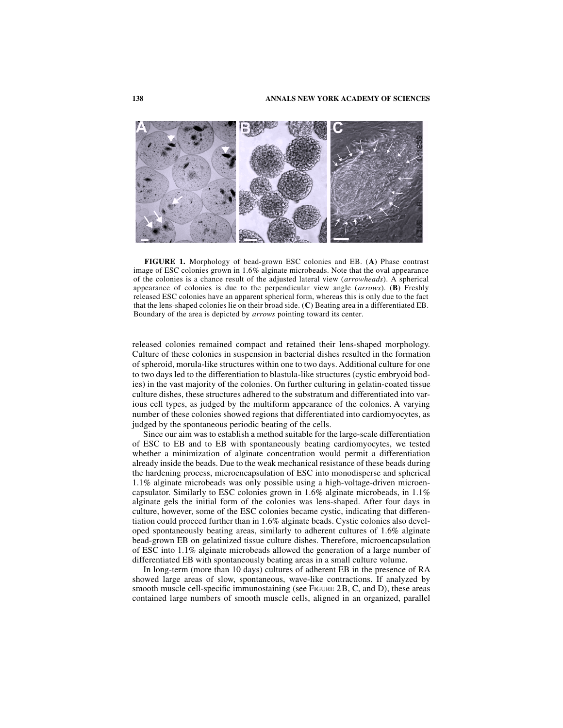**FIGURE 1.** Morphology of bead-grown ESC colonies and EB. (**A**) Phase contrast image of ESC colonies grown in 1.6% alginate microbeads. Note that the oval appearance of the colonies is a chance result of the adjusted lateral view (*arrowheads*). A spherical appearance of colonies is due to the perpendicular view angle (*arrows*). (**B**) Freshly released ESC colonies have an apparent spherical form, whereas this is only due to the fact that the lens-shaped colonies lie on their broad side. (**C**) Beating area in a differentiated EB. Boundary of the area is depicted by *arrows* pointing toward its center.

released colonies remained compact and retained their lens-shaped morphology. Culture of these colonies in suspension in bacterial dishes resulted in the formation of spheroid, morula-like structures within one to two days. Additional culture for one to two days led to the differentiation to blastula-like structures (cystic embryoid bodies) in the vast majority of the colonies. On further culturing in gelatin-coated tissue culture dishes, these structures adhered to the substratum and differentiated into various cell types, as judged by the multiform appearance of the colonies. A varying number of these colonies showed regions that differentiated into cardiomyocytes, as judged by the spontaneous periodic beating of the cells.

Since our aim was to establish a method suitable for the large-scale differentiation of ESC to EB and to EB with spontaneously beating cardiomyocytes, we tested whether a minimization of alginate concentration would permit a differentiation already inside the beads. Due to the weak mechanical resistance of these beads during the hardening process, microencapsulation of ESC into monodisperse and spherical 1.1% alginate microbeads was only possible using a high-voltage-driven microencapsulator. Similarly to ESC colonies grown in 1.6% alginate microbeads, in 1.1% alginate gels the initial form of the colonies was lens-shaped. After four days in culture, however, some of the ESC colonies became cystic, indicating that differentiation could proceed further than in 1.6% alginate beads. Cystic colonies also developed spontaneously beating areas, similarly to adherent cultures of 1.6% alginate bead-grown EB on gelatinized tissue culture dishes. Therefore, microencapsulation of ESC into 1.1% alginate microbeads allowed the generation of a large number of differentiated EB with spontaneously beating areas in a small culture volume.

In long-term (more than 10 days) cultures of adherent EB in the presence of RA showed large areas of slow, spontaneous, wave-like contractions. If analyzed by smooth muscle cell-specific immunostaining (see FIGURE 2B, C, and D), these areas contained large numbers of smooth muscle cells, aligned in an organized, parallel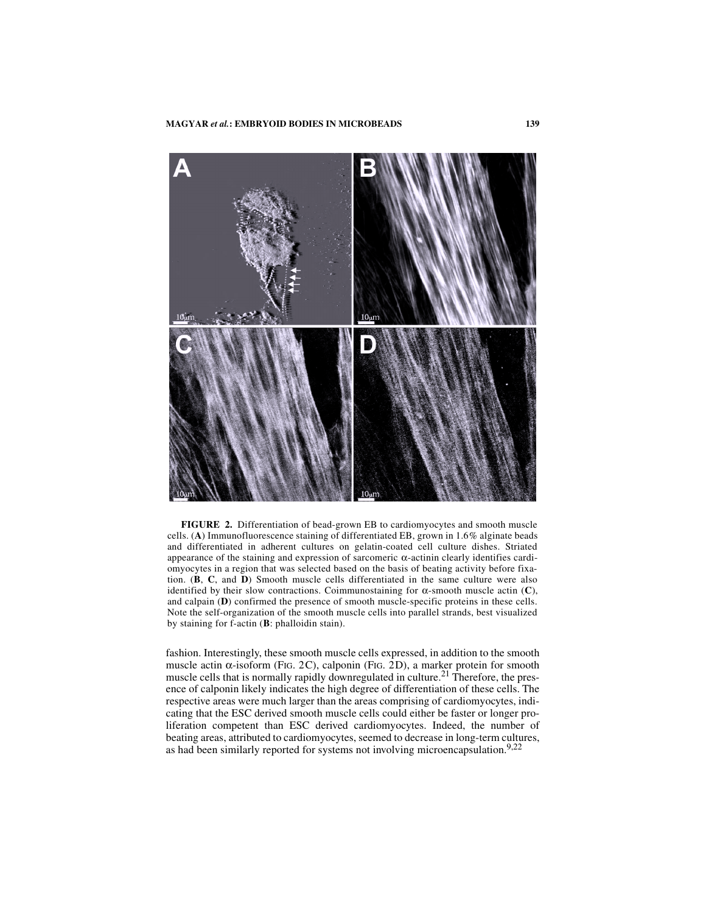**FIGURE 2.** Differentiation of bead-grown EB to cardiomyocytes and smooth muscle cells. (**A**) Immunofluorescence staining of differentiated EB, grown in 1.6% alginate beads and differentiated in adherent cultures on gelatin-coated cell culture dishes. Striated appearance of the staining and expression of sarcomeric α-actinin clearly identifies cardiomyocytes in a region that was selected based on the basis of beating activity before fixation. (**B**, **C**, and **D**) Smooth muscle cells differentiated in the same culture were also identified by their slow contractions. Coimmunostaining for α-smooth muscle actin (**C**), and calpain (**D**) confirmed the presence of smooth muscle-specific proteins in these cells. Note the self-organization of the smooth muscle cells into parallel strands, best visualized by staining for f-actin (**B**: phalloidin stain).

fashion. Interestingly, these smooth muscle cells expressed, in addition to the smooth muscle actin α-isoform (FIG. 2C), calponin (FIG. 2D), a marker protein for smooth muscle cells that is normally rapidly downregulated in culture.[21] Therefore, the presence of calponin likely indicates the high degree of differentiation of these cells. The respective areas were much larger than the areas comprising of cardiomyocytes, indicating that the ESC derived smooth muscle cells could either be faster or longer proliferation competent than ESC derived cardiomyocytes. Indeed, the number of beating areas, attributed to cardiomyocytes, seemed to decrease in long-term cultures, as had been similarly reported for systems not involving microencapsulation.[9,22]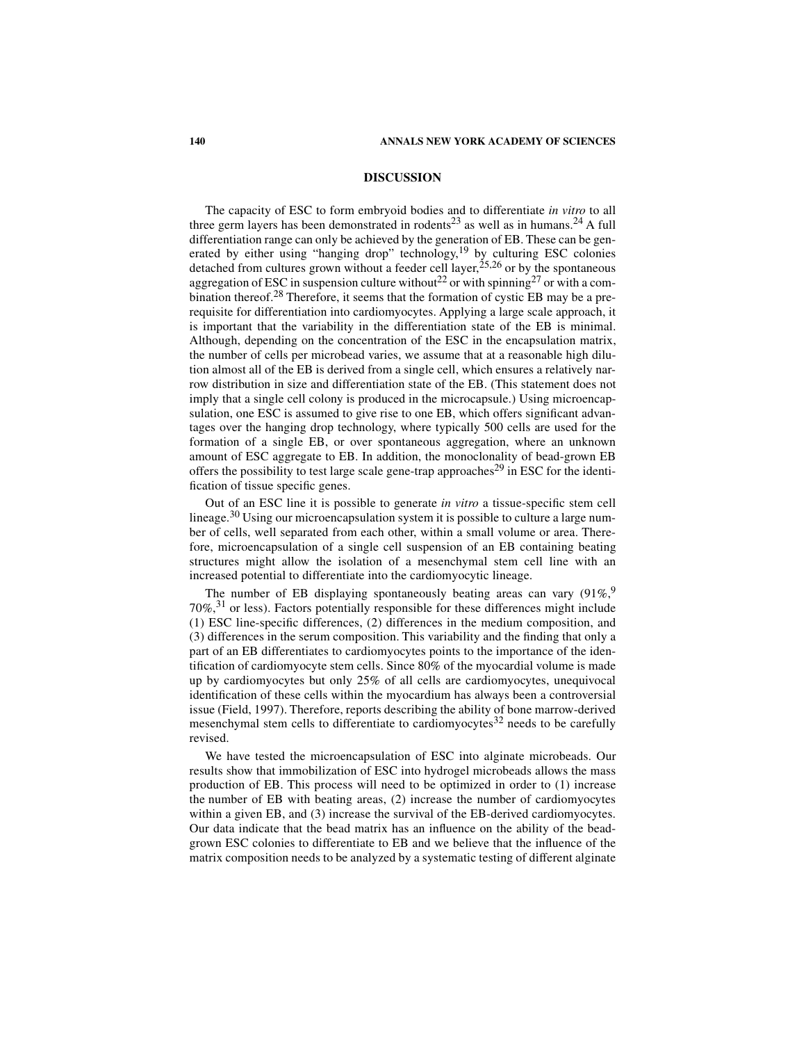## DISCUSSION

The capacity of ESC to form embryoid bodies and to differentiate *in vitro* to all three germ layers has been demonstrated in rodents[23] as well as in humans.[24] A full differentiation range can only be achieved by the generation of EB. These can be generated by either using "hanging drop" technology,[19] by culturing ESC colonies detached from cultures grown without a feeder cell layer,[25,26] or by the spontaneous aggregation of ESC in suspension culture without[22] or with spinning[27] or with a combination thereof.[28] Therefore, it seems that the formation of cystic EB may be a prerequisite for differentiation into cardiomyocytes. Applying a large scale approach, it is important that the variability in the differentiation state of the EB is minimal. Although, depending on the concentration of the ESC in the encapsulation matrix, the number of cells per microbead varies, we assume that at a reasonable high dilution almost all of the EB is derived from a single cell, which ensures a relatively narrow distribution in size and differentiation state of the EB. (This statement does not imply that a single cell colony is produced in the microcapsule.) Using microencapsulation, one ESC is assumed to give rise to one EB, which offers significant advantages over the hanging drop technology, where typically 500 cells are used for the formation of a single EB, or over spontaneous aggregation, where an unknown amount of ESC aggregate to EB. In addition, the monoclonality of bead-grown EB offers the possibility to test large scale gene-trap approaches[29] in ESC for the identification of tissue specific genes.

Out of an ESC line it is possible to generate *in vitro* a tissue-specific stem cell lineage.[30] Using our microencapsulation system it is possible to culture a large number of cells, well separated from each other, within a small volume or area. Therefore, microencapsulation of a single cell suspension of an EB containing beating structures might allow the isolation of a mesenchymal stem cell line with an increased potential to differentiate into the cardiomyocytic lineage.

The number of EB displaying spontaneously beating areas can vary (91%,[9] 70%,[31] or less). Factors potentially responsible for these differences might include (1) ESC line-specific differences, (2) differences in the medium composition, and (3) differences in the serum composition. This variability and the finding that only a part of an EB differentiates to cardiomyocytes points to the importance of the identification of cardiomyocyte stem cells. Since 80% of the myocardial volume is made up by cardiomyocytes but only 25% of all cells are cardiomyocytes, unequivocal identification of these cells within the myocardium has always been a controversial issue (Field, 1997). Therefore, reports describing the ability of bone marrow-derived mesenchymal stem cells to differentiate to cardiomyocytes[32] needs to be carefully revised.

We have tested the microencapsulation of ESC into alginate microbeads. Our results show that immobilization of ESC into hydrogel microbeads allows the mass production of EB. This process will need to be optimized in order to (1) increase the number of EB with beating areas, (2) increase the number of cardiomyocytes within a given EB, and (3) increase the survival of the EB-derived cardiomyocytes. Our data indicate that the bead matrix has an influence on the ability of the bead-grown ESC colonies to differentiate to EB and we believe that the influence of the matrix composition needs to be analyzed by a systematic testing of different alginate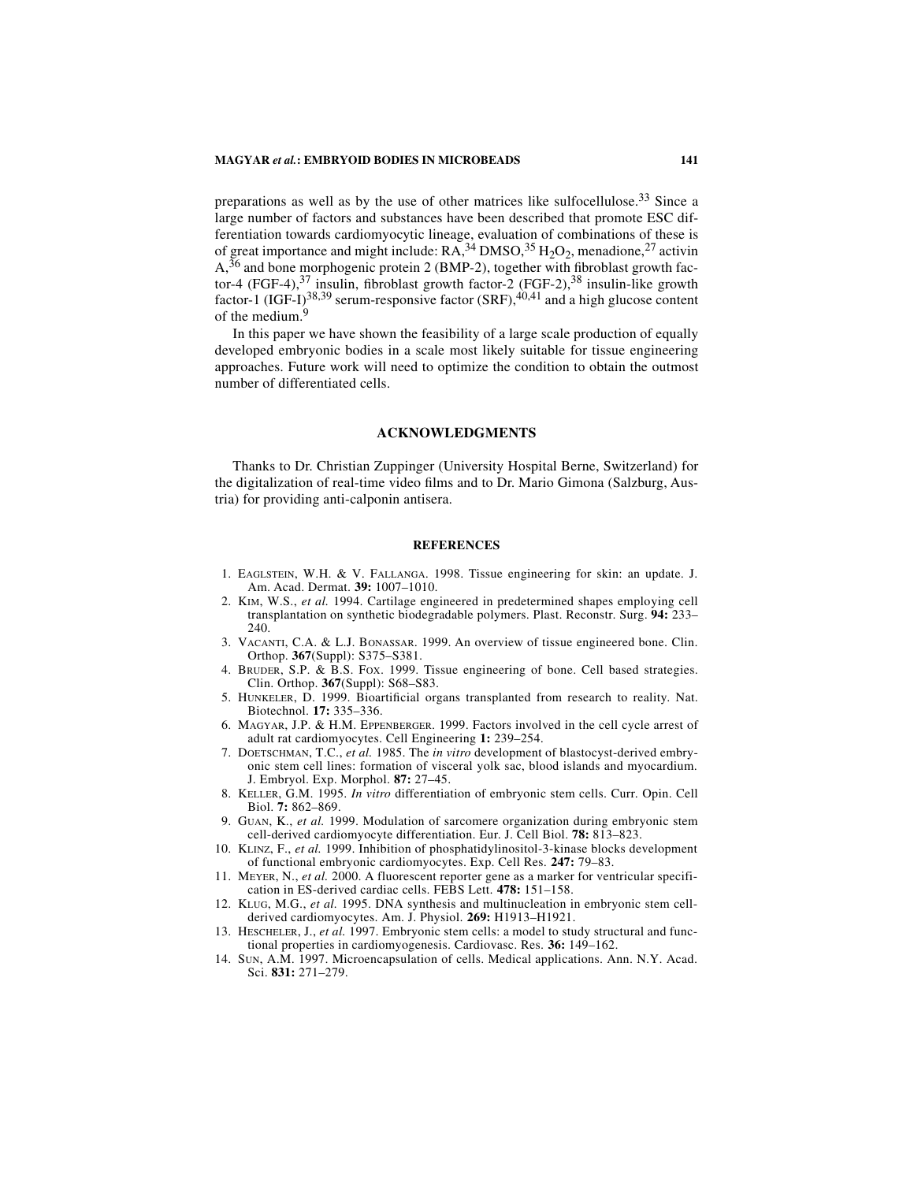preparations as well as by the use of other matrices like sulfocellulose.[33] Since a large number of factors and substances have been described that promote ESC differentiation towards cardiomyocytic lineage, evaluation of combinations of these is of great importance and might include: RA,[34] DMSO,[35] $H_2O_2$, menadione,[27] activin A,[36] and bone morphogenic protein 2 (BMP-2), together with fibroblast growth factor-4 (FGF-4),[37] insulin, fibroblast growth factor-2 (FGF-2),[38] insulin-like growth factor-1 (IGF-I)[38,39] serum-responsive factor (SRF),[40,41] and a high glucose content of the medium.[9]

In this paper we have shown the feasibility of a large scale production of equally developed embryonic bodies in a scale most likely suitable for tissue engineering approaches. Future work will need to optimize the condition to obtain the outmost number of differentiated cells.

## ACKNOWLEDGMENTS

Thanks to Dr. Christian Zuppinger (University Hospital Berne, Switzerland) for the digitalization of real-time video films and to Dr. Mario Gimona (Salzburg, Austria) for providing anti-calponin antisera.

## REFERENCES

1. Eaglstein, W.H. & V. Fallanga. 1998. Tissue engineering for skin: an update. J. Am. Acad. Dermat. **39:** 1007–1010.
2. Kim, W.S., *et al.* 1994. Cartilage engineered in predetermined shapes employing cell transplantation on synthetic biodegradable polymers. Plast. Reconstr. Surg. **94:** 233–240.
3. Vacanti, C.A. & L.J. Bonassar. 1999. An overview of tissue engineered bone. Clin. Orthop. **367**(Suppl): S375–S381.
4. Bruder, S.P. & B.S. Fox. 1999. Tissue engineering of bone. Cell based strategies. Clin. Orthop. **367**(Suppl): S68–S83.
5. Hunkeler, D. 1999. Bioartificial organs transplanted from research to reality. Nat. Biotechnol. **17:** 335–336.
6. Magyar, J.P. & H.M. Eppenberger. 1999. Factors involved in the cell cycle arrest of adult rat cardiomyocytes. Cell Engineering **1:** 239–254.
7. Doetschman, T.C., *et al.* 1985. The *in vitro* development of blastocyst-derived embryonic stem cell lines: formation of visceral yolk sac, blood islands and myocardium. J. Embryol. Exp. Morphol. **87:** 27–45.
8. Keller, G.M. 1995. *In vitro* differentiation of embryonic stem cells. Curr. Opin. Cell Biol. **7:** 862–869.
9. Guan, K., *et al.* 1999. Modulation of sarcomere organization during embryonic stem cell-derived cardiomyocyte differentiation. Eur. J. Cell Biol. **78:** 813–823.
10. Klinz, F., *et al.* 1999. Inhibition of phosphatidylinositol-3-kinase blocks development of functional embryonic cardiomyocytes. Exp. Cell Res. **247:** 79–83.
11. Meyer, N., *et al.* 2000. A fluorescent reporter gene as a marker for ventricular specification in ES-derived cardiac cells. FEBS Lett. **478:** 151–158.
12. Klug, M.G., *et al.* 1995. DNA synthesis and multinucleation in embryonic stem cell-derived cardiomyocytes. Am. J. Physiol. **269:** H1913–H1921.
13. Hescheler, J., *et al.* 1997. Embryonic stem cells: a model to study structural and functional properties in cardiomyogenesis. Cardiovasc. Res. **36:** 149–162.
14. Sun, A.M. 1997. Microencapsulation of cells. Medical applications. Ann. N.Y. Acad. Sci. **831:** 271–279.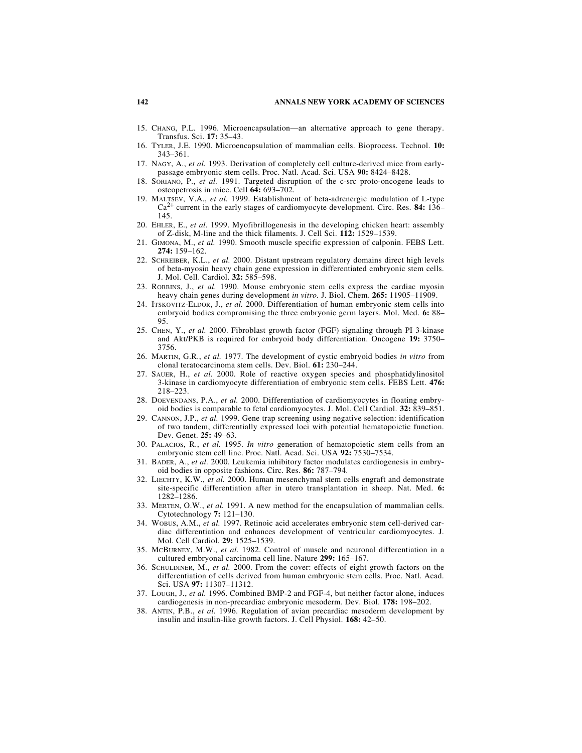15. CHANG, P.L. 1996. Microencapsulation—an alternative approach to gene therapy. Transfus. Sci. **17:** 35–43.
16. TYLER, J.E. 1990. Microencapsulation of mammalian cells. Bioprocess. Technol. **10:** 343–361.
17. NAGY, A., *et al.* 1993. Derivation of completely cell culture-derived mice from early-passage embryonic stem cells. Proc. Natl. Acad. Sci. USA **90:** 8424–8428.
18. SORIANO, P., *et al.* 1991. Targeted disruption of the c-src proto-oncogene leads to osteopetrosis in mice. Cell **64:** 693–702.
19. MALTSEV, V.A., *et al.* 1999. Establishment of beta-adrenergic modulation of L-type $Ca^{2+}$ current in the early stages of cardiomyocyte development. Circ. Res. **84:** 136–145.
20. EHLER, E., *et al.* 1999. Myofibrillogenesis in the developing chicken heart: assembly of Z-disk, M-line and the thick filaments. J. Cell Sci. **112:** 1529–1539.
21. GIMONA, M., *et al.* 1990. Smooth muscle specific expression of calponin. FEBS Lett. **274:** 159–162.
22. SCHREIBER, K.L., *et al.* 2000. Distant upstream regulatory domains direct high levels of beta-myosin heavy chain gene expression in differentiated embryonic stem cells. J. Mol. Cell. Cardiol. **32:** 585–598.
23. ROBBINS, J., *et al.* 1990. Mouse embryonic stem cells express the cardiac myosin heavy chain genes during development *in vitro.* J. Biol. Chem. **265:** 11905–11909.
24. ITSKOVITZ-ELDOR, J., *et al.* 2000. Differentiation of human embryonic stem cells into embryoid bodies compromising the three embryonic germ layers. Mol. Med. **6:** 88–95.
25. CHEN, Y., *et al.* 2000. Fibroblast growth factor (FGF) signaling through PI 3-kinase and Akt/PKB is required for embryoid body differentiation. Oncogene **19:** 3750–3756.
26. MARTIN, G.R., *et al.* 1977. The development of cystic embryoid bodies *in vitro* from clonal teratocarcinoma stem cells. Dev. Biol. **61:** 230–244.
27. SAUER, H., *et al.* 2000. Role of reactive oxygen species and phosphatidylinositol 3-kinase in cardiomyocyte differentiation of embryonic stem cells. FEBS Lett. **476:** 218–223.
28. DOEVENDANS, P.A., *et al.* 2000. Differentiation of cardiomyocytes in floating embryoid bodies is comparable to fetal cardiomyocytes. J. Mol. Cell Cardiol. **32:** 839–851.
29. CANNON, J.P., *et al.* 1999. Gene trap screening using negative selection: identification of two tandem, differentially expressed loci with potential hematopoietic function. Dev. Genet. **25:** 49–63.
30. PALACIOS, R., *et al.* 1995. *In vitro* generation of hematopoietic stem cells from an embryonic stem cell line. Proc. Natl. Acad. Sci. USA **92:** 7530–7534.
31. BADER, A., *et al.* 2000. Leukemia inhibitory factor modulates cardiogenesis in embryoid bodies in opposite fashions. Circ. Res. **86:** 787–794.
32. LIECHTY, K.W., *et al.* 2000. Human mesenchymal stem cells engraft and demonstrate site-specific differentiation after in utero transplantation in sheep. Nat. Med. **6:** 1282–1286.
33. MERTEN, O.W., *et al.* 1991. A new method for the encapsulation of mammalian cells. Cytotechnology **7:** 121–130.
34. WOBUS, A.M., *et al.* 1997. Retinoic acid accelerates embryonic stem cell-derived cardiac differentiation and enhances development of ventricular cardiomyocytes. J. Mol. Cell Cardiol. **29:** 1525–1539.
35. MCBURNEY, M.W., *et al.* 1982. Control of muscle and neuronal differentiation in a cultured embryonal carcinoma cell line. Nature **299:** 165–167.
36. SCHULDINER, M., *et al.* 2000. From the cover: effects of eight growth factors on the differentiation of cells derived from human embryonic stem cells. Proc. Natl. Acad. Sci. USA **97:** 11307–11312.
37. LOUGH, J., *et al.* 1996. Combined BMP-2 and FGF-4, but neither factor alone, induces cardiogenesis in non-precardiac embryonic mesoderm. Dev. Biol. **178:** 198–202.
38. ANTIN, P.B., *et al.* 1996. Regulation of avian precardiac mesoderm development by insulin and insulin-like growth factors. J. Cell Physiol. **168:** 42–50.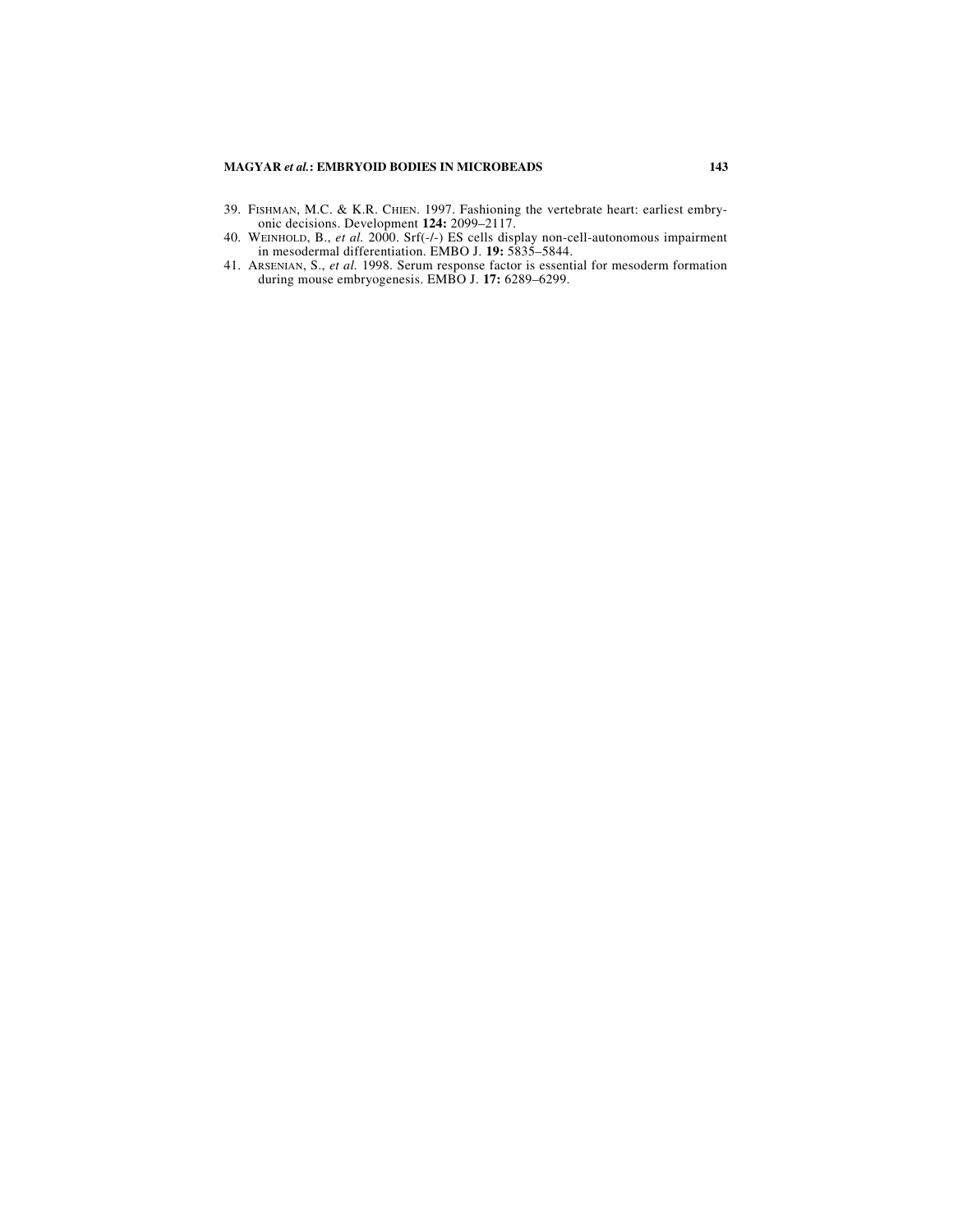39. Fishman, M.C. & K.R. Chien. 1997. Fashioning the vertebrate heart: earliest embryonic decisions. Development **124:** 2099–2117.
40. Weinhold, B., *et al.* 2000. Srf(-/-) ES cells display non-cell-autonomous impairment in mesodermal differentiation. EMBO J. **19:** 5835–5844.
41. Arsenian, S., *et al.* 1998. Serum response factor is essential for mesoderm formation during mouse embryogenesis. EMBO J. **17:** 6289–6299.